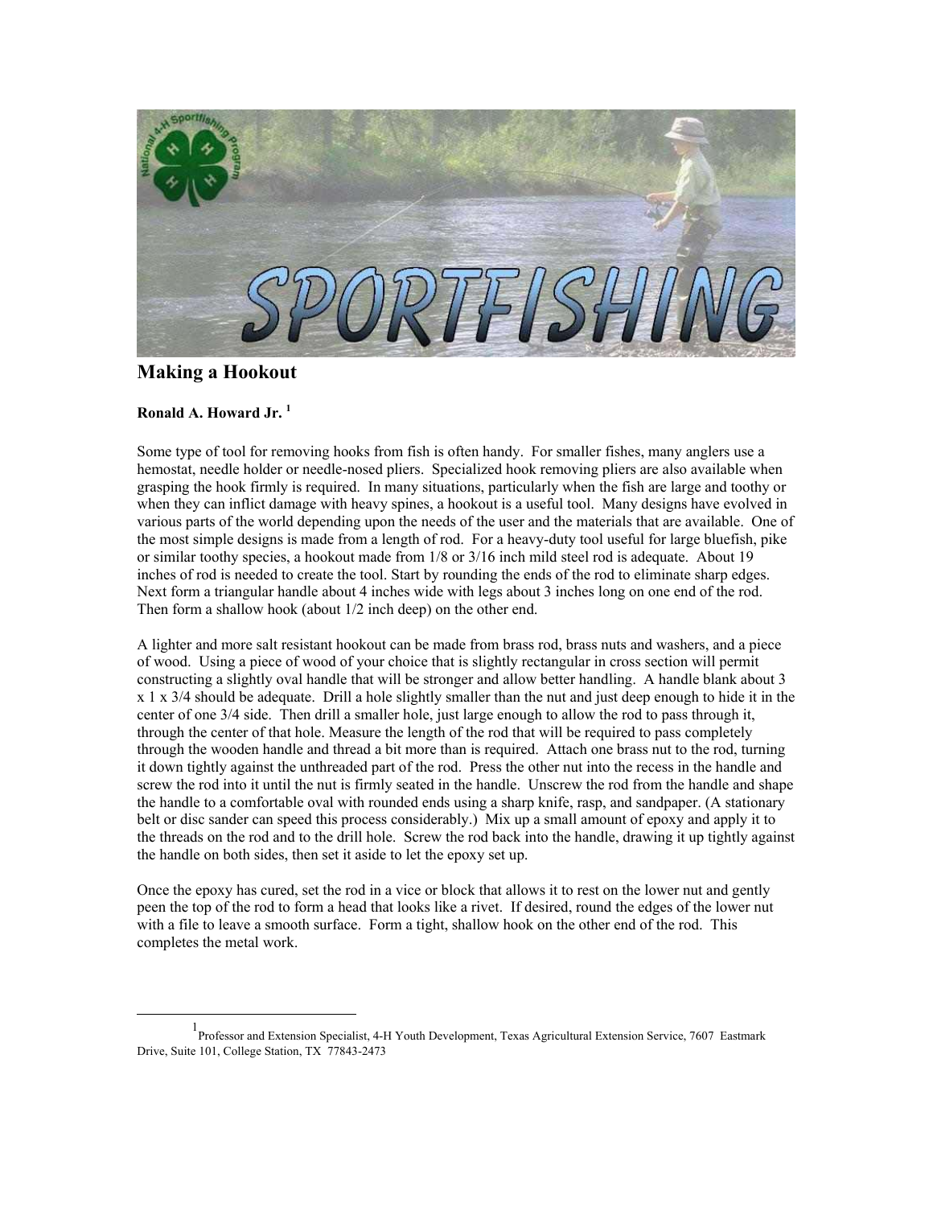# Making a Hookout

**Ronald A. Howard Jr. [1]**

Some type of tool for removing hooks from fish is often handy. For smaller fishes, many anglers use a hemostat, needle holder or needle-nosed pliers. Specialized hook removing pliers are also available when grasping the hook firmly is required. In many situations, particularly when the fish are large and toothy or when they can inflict damage with heavy spines, a hookout is a useful tool. Many designs have evolved in various parts of the world depending upon the needs of the user and the materials that are available. One of the most simple designs is made from a length of rod. For a heavy-duty tool useful for large bluefish, pike or similar toothy species, a hookout made from 1/8 or 3/16 inch mild steel rod is adequate. About 19 inches of rod is needed to create the tool. Start by rounding the ends of the rod to eliminate sharp edges. Next form a triangular handle about 4 inches wide with legs about 3 inches long on one end of the rod. Then form a shallow hook (about 1/2 inch deep) on the other end.

A lighter and more salt resistant hookout can be made from brass rod, brass nuts and washers, and a piece of wood. Using a piece of wood of your choice that is slightly rectangular in cross section will permit constructing a slightly oval handle that will be stronger and allow better handling. A handle blank about 3 x 1 x 3/4 should be adequate. Drill a hole slightly smaller than the nut and just deep enough to hide it in the center of one 3/4 side. Then drill a smaller hole, just large enough to allow the rod to pass through it, through the center of that hole. Measure the length of the rod that will be required to pass completely through the wooden handle and thread a bit more than is required. Attach one brass nut to the rod, turning it down tightly against the unthreaded part of the rod. Press the other nut into the recess in the handle and screw the rod into it until the nut is firmly seated in the handle. Unscrew the rod from the handle and shape the handle to a comfortable oval with rounded ends using a sharp knife, rasp, and sandpaper. (A stationary belt or disc sander can speed this process considerably.) Mix up a small amount of epoxy and apply it to the threads on the rod and to the drill hole. Screw the rod back into the handle, drawing it up tightly against the handle on both sides, then set it aside to let the epoxy set up.

Once the epoxy has cured, set the rod in a vice or block that allows it to rest on the lower nut and gently peen the top of the rod to form a head that looks like a rivet. If desired, round the edges of the lower nut with a file to leave a smooth surface. Form a tight, shallow hook on the other end of the rod. This completes the metal work.

---

[1] Professor and Extension Specialist, 4-H Youth Development, Texas Agricultural Extension Service, 7607 Eastmark Drive, Suite 101, College Station, TX 77843-2473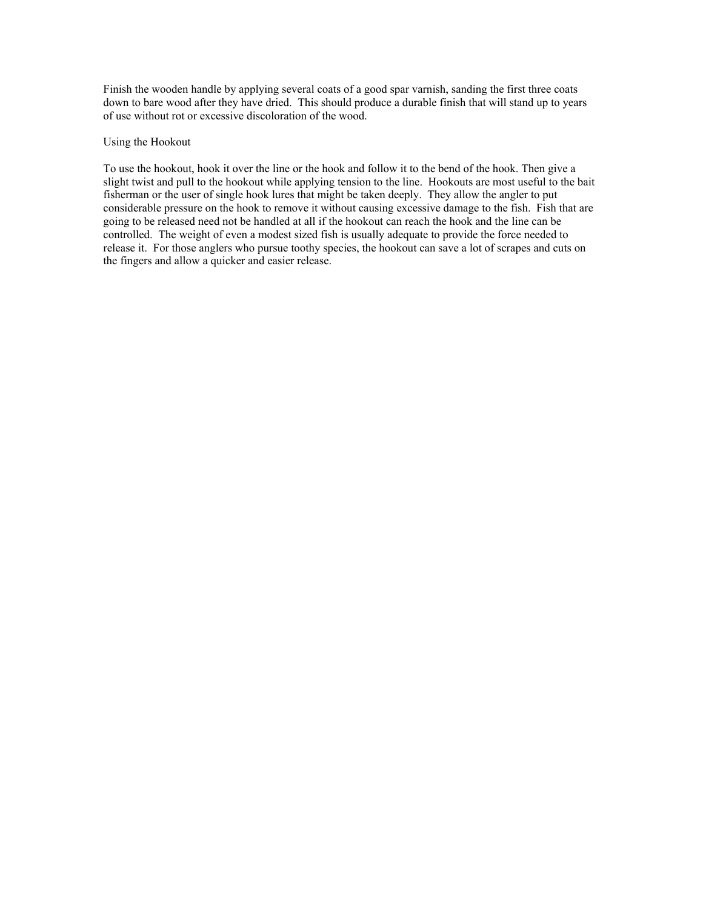Finish the wooden handle by applying several coats of a good spar varnish, sanding the first three coats down to bare wood after they have dried. This should produce a durable finish that will stand up to years of use without rot or excessive discoloration of the wood.

## Using the Hookout

To use the hookout, hook it over the line or the hook and follow it to the bend of the hook. Then give a slight twist and pull to the hookout while applying tension to the line. Hookouts are most useful to the bait fisherman or the user of single hook lures that might be taken deeply. They allow the angler to put considerable pressure on the hook to remove it without causing excessive damage to the fish. Fish that are going to be released need not be handled at all if the hookout can reach the hook and the line can be controlled. The weight of even a modest sized fish is usually adequate to provide the force needed to release it. For those anglers who pursue toothy species, the hookout can save a lot of scrapes and cuts on the fingers and allow a quicker and easier release.